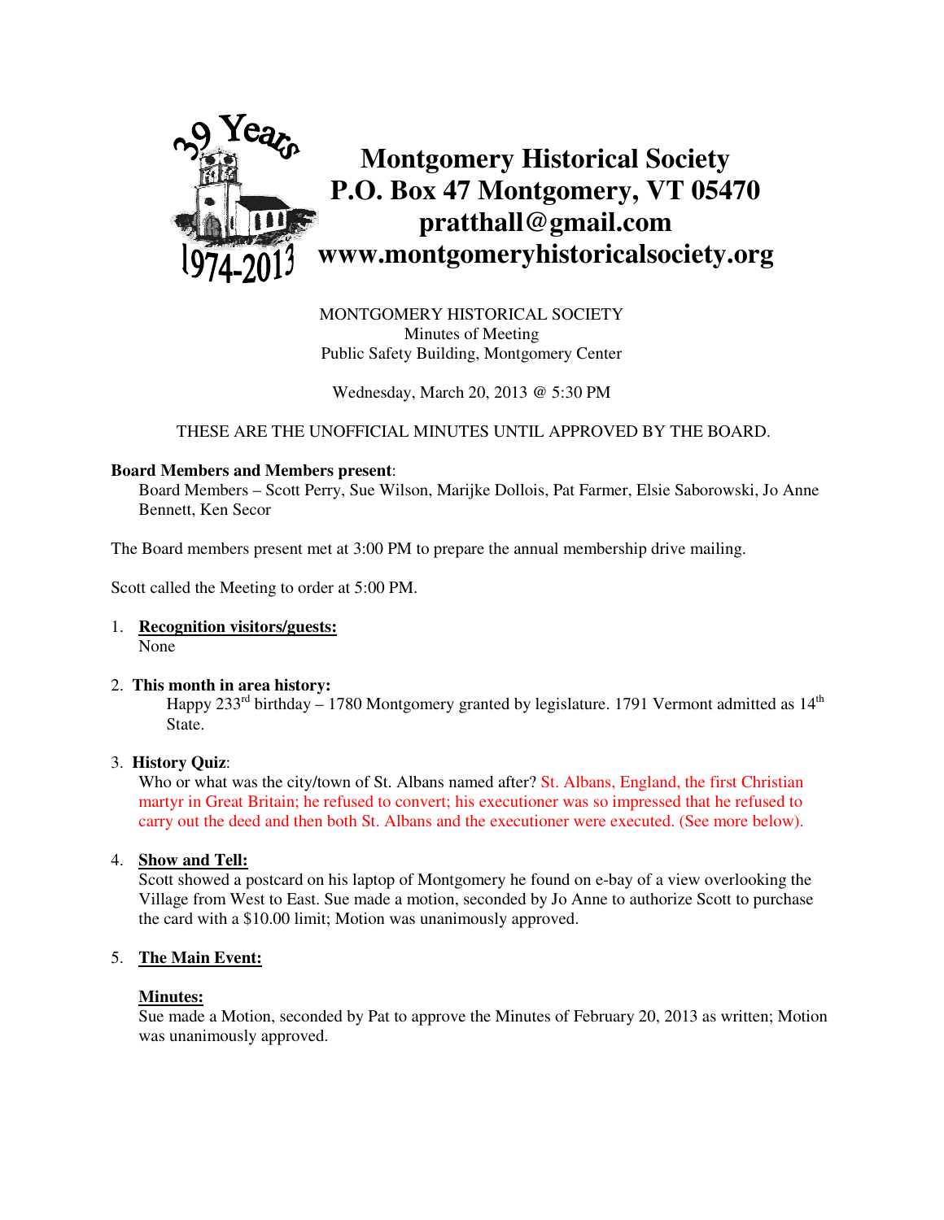# Montgomery Historical Society
# P.O. Box 47 Montgomery, VT 05470
# pratthall@gmail.com
# www.montgomeryhistoricalsociety.org

MONTGOMERY HISTORICAL SOCIETY
Minutes of Meeting
Public Safety Building, Montgomery Center

Wednesday, March 20, 2013 @ 5:30 PM

THESE ARE THE UNOFFICIAL MINUTES UNTIL APPROVED BY THE BOARD.

**Board Members and Members present**:

Board Members – Scott Perry, Sue Wilson, Marijke Dollois, Pat Farmer, Elsie Saborowski, Jo Anne Bennett, Ken Secor

The Board members present met at 3:00 PM to prepare the annual membership drive mailing.

Scott called the Meeting to order at 5:00 PM.

1. **Recognition visitors/guests:**
   None

2. **This month in area history:**
   Happy 233rd birthday – 1780 Montgomery granted by legislature. 1791 Vermont admitted as 14th State.

3. **History Quiz**:
   Who or what was the city/town of St. Albans named after? St. Albans, England, the first Christian martyr in Great Britain; he refused to convert; his executioner was so impressed that he refused to carry out the deed and then both St. Albans and the executioner were executed. (See more below).

4. **Show and Tell:**
   Scott showed a postcard on his laptop of Montgomery he found on e-bay of a view overlooking the Village from West to East. Sue made a motion, seconded by Jo Anne to authorize Scott to purchase the card with a $10.00 limit; Motion was unanimously approved.

5. **The Main Event:**

   **Minutes:**
   Sue made a Motion, seconded by Pat to approve the Minutes of February 20, 2013 as written; Motion was unanimously approved.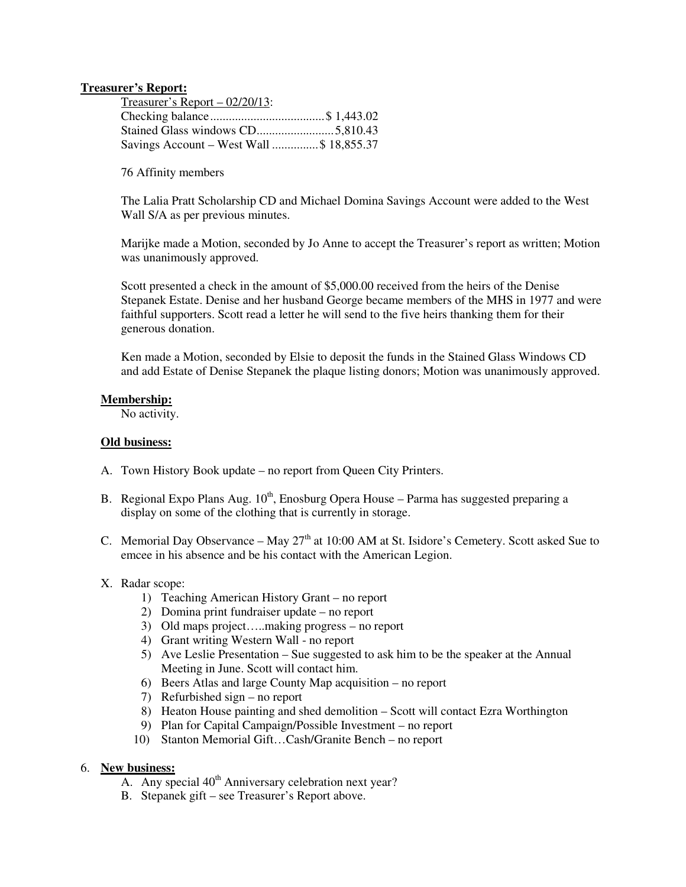**Treasurer's Report:**

Treasurer's Report – 02/20/13:
Checking balance ..................................... $ 1,443.02
Stained Glass windows CD......................... 5,810.43
Savings Account – West Wall .............. $ 18,855.37

76 Affinity members

The Lalia Pratt Scholarship CD and Michael Domina Savings Account were added to the West Wall S/A as per previous minutes.

Marijke made a Motion, seconded by Jo Anne to accept the Treasurer's report as written; Motion was unanimously approved.

Scott presented a check in the amount of $5,000.00 received from the heirs of the Denise Stepanek Estate. Denise and her husband George became members of the MHS in 1977 and were faithful supporters. Scott read a letter he will send to the five heirs thanking them for their generous donation.

Ken made a Motion, seconded by Elsie to deposit the funds in the Stained Glass Windows CD and add Estate of Denise Stepanek the plaque listing donors; Motion was unanimously approved.

**Membership:**
No activity.

**Old business:**

A. Town History Book update – no report from Queen City Printers.

B. Regional Expo Plans Aug. 10th, Enosburg Opera House – Parma has suggested preparing a display on some of the clothing that is currently in storage.

C. Memorial Day Observance – May 27th at 10:00 AM at St. Isidore's Cemetery. Scott asked Sue to emcee in his absence and be his contact with the American Legion.

X. Radar scope:
1) Teaching American History Grant – no report
2) Domina print fundraiser update – no report
3) Old maps project…..making progress – no report
4) Grant writing Western Wall - no report
5) Ave Leslie Presentation – Sue suggested to ask him to be the speaker at the Annual Meeting in June. Scott will contact him.
6) Beers Atlas and large County Map acquisition – no report
7) Refurbished sign – no report
8) Heaton House painting and shed demolition – Scott will contact Ezra Worthington
9) Plan for Capital Campaign/Possible Investment – no report
10) Stanton Memorial Gift…Cash/Granite Bench – no report

6. **New business:**
   A. Any special 40th Anniversary celebration next year?
   B. Stepanek gift – see Treasurer's Report above.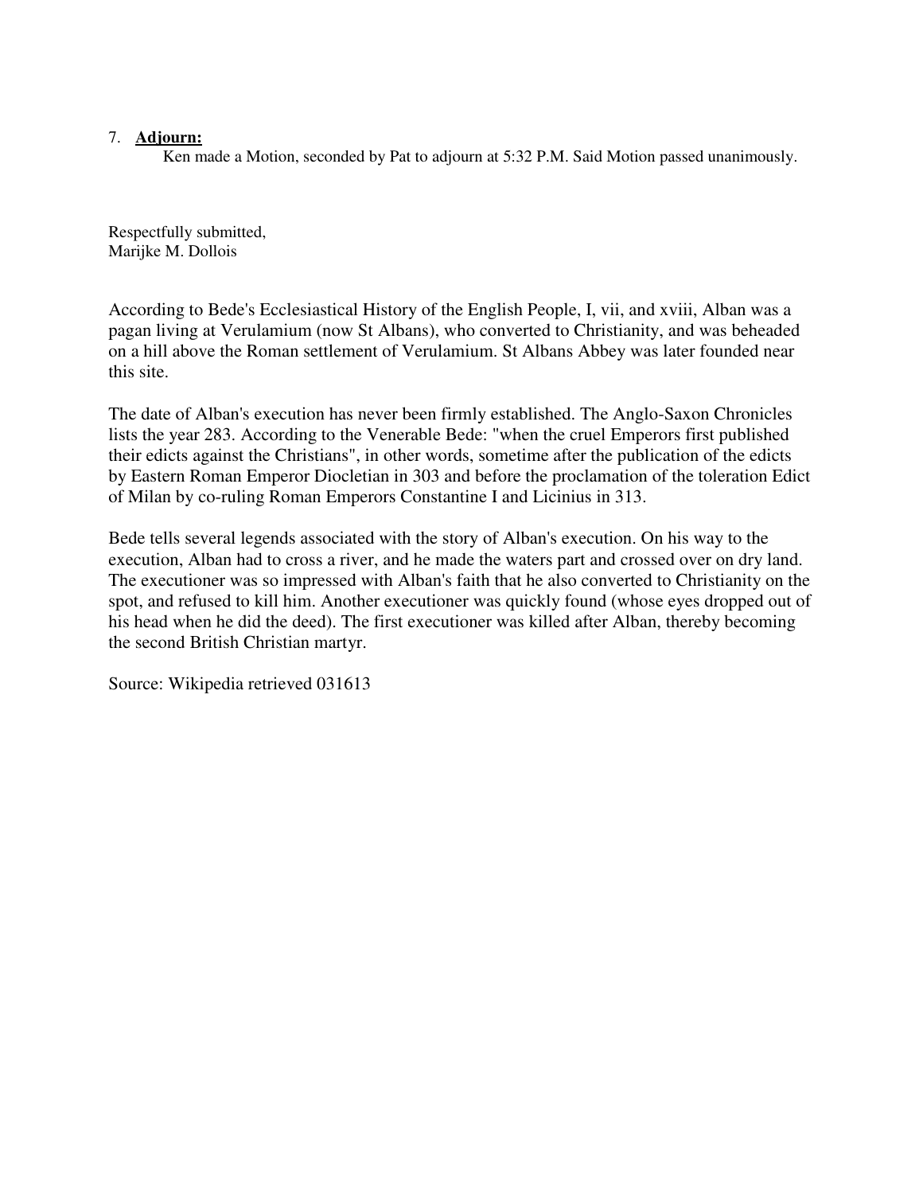7. **Adjourn:**
   Ken made a Motion, seconded by Pat to adjourn at 5:32 P.M. Said Motion passed unanimously.

Respectfully submitted,
Marijke M. Dollois

According to Bede's Ecclesiastical History of the English People, I, vii, and xviii, Alban was a pagan living at Verulamium (now St Albans), who converted to Christianity, and was beheaded on a hill above the Roman settlement of Verulamium. St Albans Abbey was later founded near this site.

The date of Alban's execution has never been firmly established. The Anglo-Saxon Chronicles lists the year 283. According to the Venerable Bede: "when the cruel Emperors first published their edicts against the Christians", in other words, sometime after the publication of the edicts by Eastern Roman Emperor Diocletian in 303 and before the proclamation of the toleration Edict of Milan by co-ruling Roman Emperors Constantine I and Licinius in 313.

Bede tells several legends associated with the story of Alban's execution. On his way to the execution, Alban had to cross a river, and he made the waters part and crossed over on dry land. The executioner was so impressed with Alban's faith that he also converted to Christianity on the spot, and refused to kill him. Another executioner was quickly found (whose eyes dropped out of his head when he did the deed). The first executioner was killed after Alban, thereby becoming the second British Christian martyr.

Source: Wikipedia retrieved 031613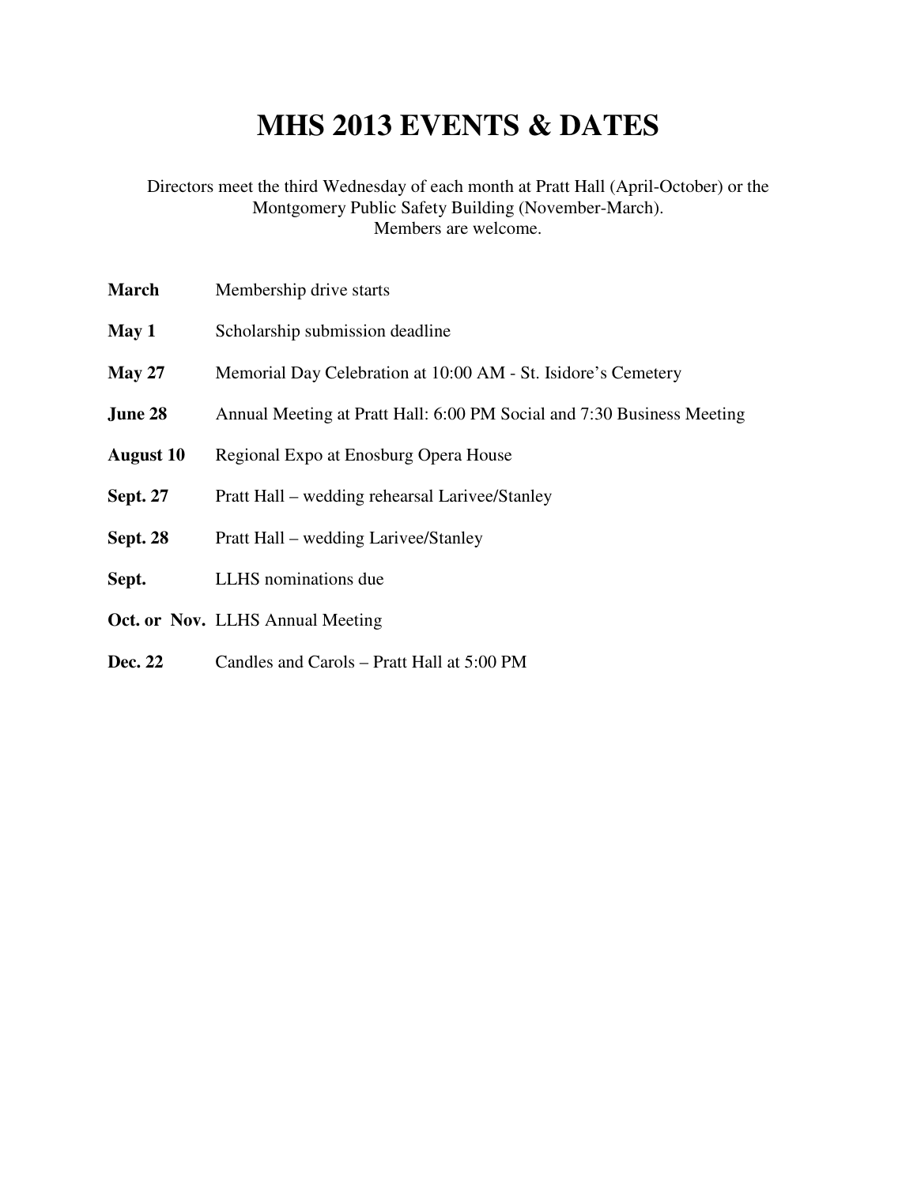# MHS 2013 EVENTS & DATES

Directors meet the third Wednesday of each month at Pratt Hall (April-October) or the Montgomery Public Safety Building (November-March).
Members are welcome.

| | |
|---|---|
| **March** | Membership drive starts |
| **May 1** | Scholarship submission deadline |
| **May 27** | Memorial Day Celebration at 10:00 AM - St. Isidore's Cemetery |
| **June 28** | Annual Meeting at Pratt Hall: 6:00 PM Social and 7:30 Business Meeting |
| **August 10** | Regional Expo at Enosburg Opera House |
| **Sept. 27** | Pratt Hall – wedding rehearsal Larivee/Stanley |
| **Sept. 28** | Pratt Hall – wedding Larivee/Stanley |
| **Sept.** | LLHS nominations due |
| **Oct. or Nov.** | LLHS Annual Meeting |
| **Dec. 22** | Candles and Carols – Pratt Hall at 5:00 PM |